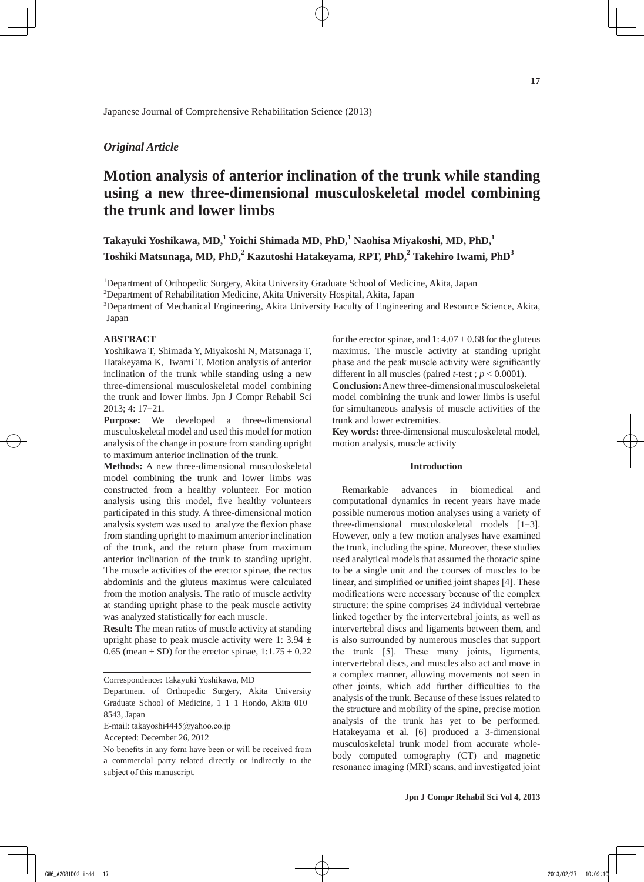Japanese Journal of Comprehensive Rehabilitation Science (2013)

*Original Article*

# Motion analysis of anterior inclination of the trunk while standing using a new three-dimensional musculoskeletal model combining the trunk and lower limbs

**Takayuki Yoshikawa, MD,[1] Yoichi Shimada MD, PhD,[1] Naohisa Miyakoshi, MD, PhD,[1] Toshiki Matsunaga, MD, PhD,[2] Kazutoshi Hatakeyama, RPT, PhD,[2] Takehiro Iwami, PhD[3]**

[1]Department of Orthopedic Surgery, Akita University Graduate School of Medicine, Akita, Japan
[2]Department of Rehabilitation Medicine, Akita University Hospital, Akita, Japan
[3]Department of Mechanical Engineering, Akita University Faculty of Engineering and Resource Science, Akita, Japan

### ABSTRACT

Yoshikawa T, Shimada Y, Miyakoshi N, Matsunaga T, Hatakeyama K, Iwami T. Motion analysis of anterior inclination of the trunk while standing using a new three-dimensional musculoskeletal model combining the trunk and lower limbs. Jpn J Compr Rehabil Sci 2013; 4: 17−21.

**Purpose:** We developed a three-dimensional musculoskeletal model and used this model for motion analysis of the change in posture from standing upright to maximum anterior inclination of the trunk.

**Methods:** A new three-dimensional musculoskeletal model combining the trunk and lower limbs was constructed from a healthy volunteer. For motion analysis using this model, five healthy volunteers participated in this study. A three-dimensional motion analysis system was used to analyze the flexion phase from standing upright to maximum anterior inclination of the trunk, and the return phase from maximum anterior inclination of the trunk to standing upright. The muscle activities of the erector spinae, the rectus abdominis and the gluteus maximus were calculated from the motion analysis. The ratio of muscle activity at standing upright phase to the peak muscle activity was analyzed statistically for each muscle.

**Result:** The mean ratios of muscle activity at standing upright phase to peak muscle activity were 1: 3.94 ± 0.65 (mean ± SD) for the erector spinae, 1:1.75 ± 0.22 for the erector spinae, and 1: 4.07 ± 0.68 for the gluteus maximus. The muscle activity at standing upright phase and the peak muscle activity were significantly different in all muscles (paired *t*-test ; $p < 0.0001$).

**Conclusion:** A new three-dimensional musculoskeletal model combining the trunk and lower limbs is useful for simultaneous analysis of muscle activities of the trunk and lower extremities.

**Key words:** three-dimensional musculoskeletal model, motion analysis, muscle activity

Correspondence: Takayuki Yoshikawa, MD
Department of Orthopedic Surgery, Akita University Graduate School of Medicine, 1−1−1 Hondo, Akita 010−8543, Japan
E-mail: takayoshi4445@yahoo.co.jp
Accepted: December 26, 2012
No benefits in any form have been or will be received from a commercial party related directly or indirectly to the subject of this manuscript.

### Introduction

Remarkable advances in biomedical and computational dynamics in recent years have made possible numerous motion analyses using a variety of three-dimensional musculoskeletal models [1−3]. However, only a few motion analyses have examined the trunk, including the spine. Moreover, these studies used analytical models that assumed the thoracic spine to be a single unit and the courses of muscles to be linear, and simplified or unified joint shapes [4]. These modifications were necessary because of the complex structure: the spine comprises 24 individual vertebrae linked together by the intervertebral joints, as well as intervertebral discs and ligaments between them, and is also surrounded by numerous muscles that support the trunk [5]. These many joints, ligaments, intervertebral discs, and muscles also act and move in a complex manner, allowing movements not seen in other joints, which add further difficulties to the analysis of the trunk. Because of these issues related to the structure and mobility of the spine, precise motion analysis of the trunk has yet to be performed. Hatakeyama et al. [6] produced a 3-dimensional musculoskeletal trunk model from accurate whole-body computed tomography (CT) and magnetic resonance imaging (MRI) scans, and investigated joint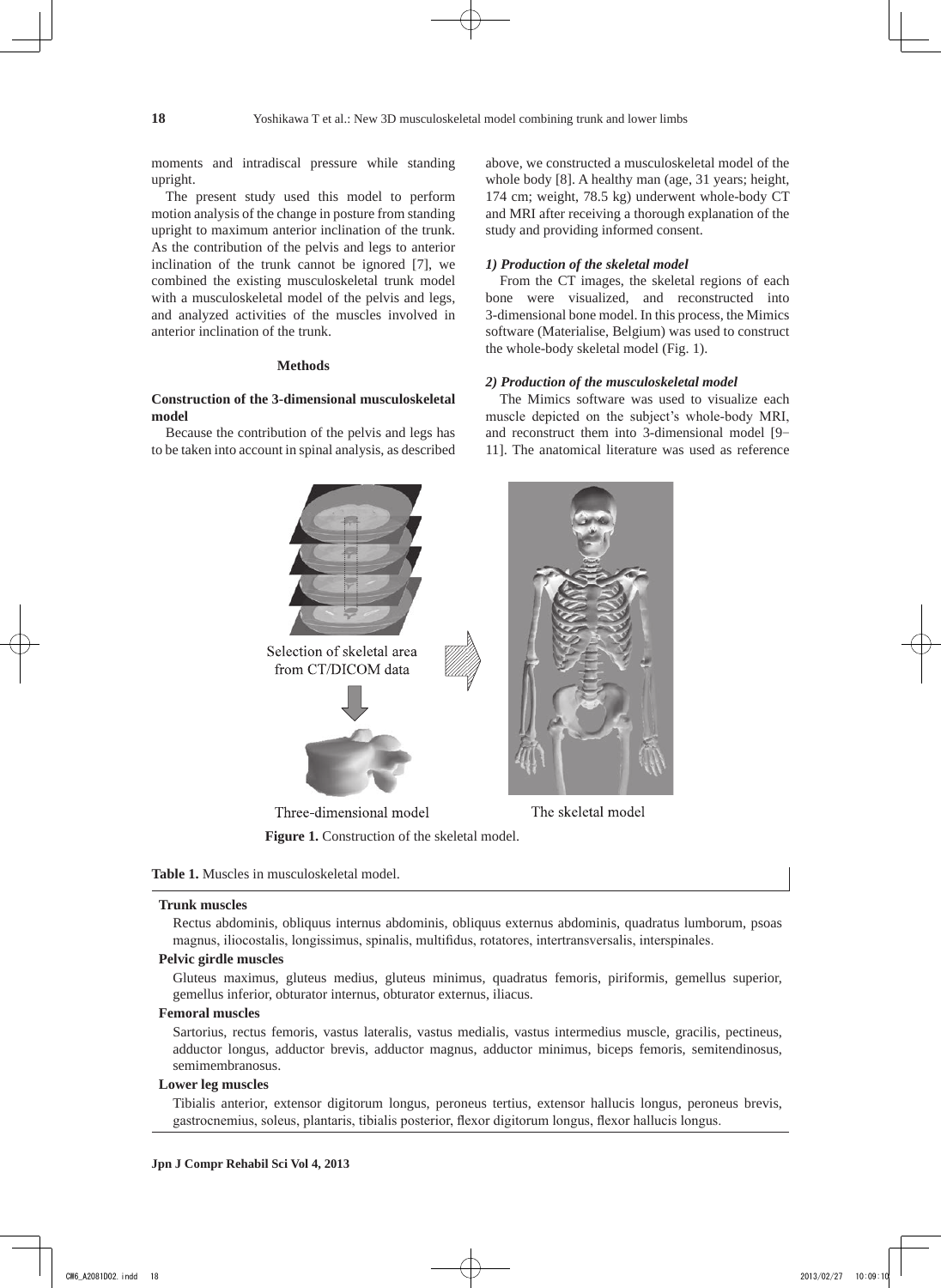moments and intradiscal pressure while standing upright.

The present study used this model to perform motion analysis of the change in posture from standing upright to maximum anterior inclination of the trunk. As the contribution of the pelvis and legs to anterior inclination of the trunk cannot be ignored [7], we combined the existing musculoskeletal trunk model with a musculoskeletal model of the pelvis and legs, and analyzed activities of the muscles involved in anterior inclination of the trunk.

## Methods

### Construction of the 3-dimensional musculoskeletal model

Because the contribution of the pelvis and legs has to be taken into account in spinal analysis, as described above, we constructed a musculoskeletal model of the whole body [8]. A healthy man (age, 31 years; height, 174 cm; weight, 78.5 kg) underwent whole-body CT and MRI after receiving a thorough explanation of the study and providing informed consent.

#### *1) Production of the skeletal model*

From the CT images, the skeletal regions of each bone were visualized, and reconstructed into 3-dimensional bone model. In this process, the Mimics software (Materialise, Belgium) was used to construct the whole-body skeletal model (Fig. 1).

#### *2) Production of the musculoskeletal model*

The Mimics software was used to visualize each muscle depicted on the subject's whole-body MRI, and reconstruct them into 3-dimensional model [9–11]. The anatomical literature was used as reference

Selection of skeletal area from CT/DICOM data

Three-dimensional model

The skeletal model

**Figure 1.** Construction of the skeletal model.

**Table 1.** Muscles in musculoskeletal model.

| |
|---|
| **Trunk muscles** |
| Rectus abdominis, obliquus internus abdominis, obliquus externus abdominis, quadratus lumborum, psoas magnus, iliocostalis, longissimus, spinalis, multifidus, rotatores, intertransversalis, interspinales. |
| **Pelvic girdle muscles** |
| Gluteus maximus, gluteus medius, gluteus minimus, quadratus femoris, piriformis, gemellus superior, gemellus inferior, obturator internus, obturator externus, iliacus. |
| **Femoral muscles** |
| Sartorius, rectus femoris, vastus lateralis, vastus medialis, vastus intermedius muscle, gracilis, pectineus, adductor longus, adductor brevis, adductor magnus, adductor minimus, biceps femoris, semitendinosus, semimembranosus. |
| **Lower leg muscles** |
| Tibialis anterior, extensor digitorum longus, peroneus tertius, extensor hallucis longus, peroneus brevis, gastrocnemius, soleus, plantaris, tibialis posterior, flexor digitorum longus, flexor hallucis longus. |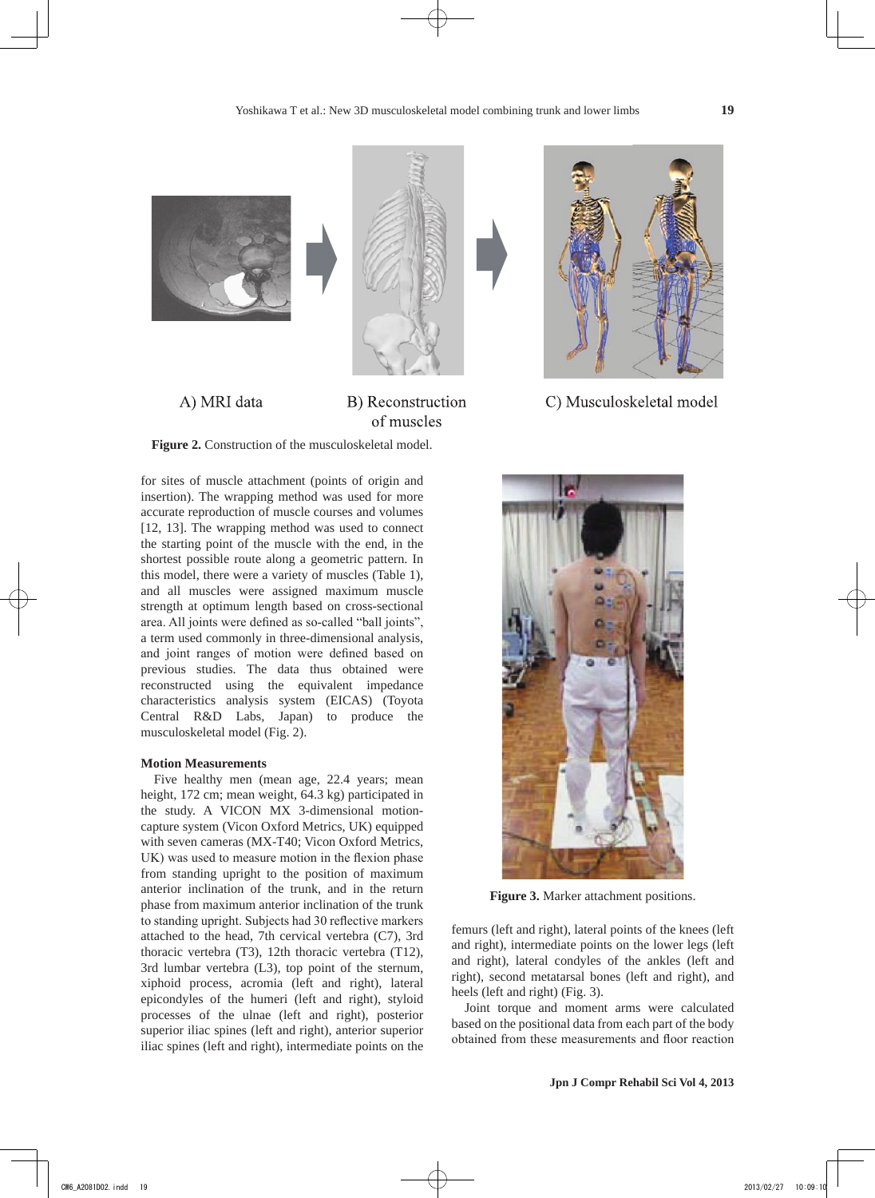A) MRI data

B) Reconstruction of muscles

C) Musculoskeletal model

**Figure 2.** Construction of the musculoskeletal model.

for sites of muscle attachment (points of origin and insertion). The wrapping method was used for more accurate reproduction of muscle courses and volumes [12, 13]. The wrapping method was used to connect the starting point of the muscle with the end, in the shortest possible route along a geometric pattern. In this model, there were a variety of muscles (Table 1), and all muscles were assigned maximum muscle strength at optimum length based on cross-sectional area. All joints were defined as so-called "ball joints", a term used commonly in three-dimensional analysis, and joint ranges of motion were defined based on previous studies. The data thus obtained were reconstructed using the equivalent impedance characteristics analysis system (EICAS) (Toyota Central R&D Labs, Japan) to produce the musculoskeletal model (Fig. 2).

**Motion Measurements**

Five healthy men (mean age, 22.4 years; mean height, 172 cm; mean weight, 64.3 kg) participated in the study. A VICON MX 3-dimensional motion-capture system (Vicon Oxford Metrics, UK) equipped with seven cameras (MX-T40; Vicon Oxford Metrics, UK) was used to measure motion in the flexion phase from standing upright to the position of maximum anterior inclination of the trunk, and in the return phase from maximum anterior inclination of the trunk to standing upright. Subjects had 30 reflective markers attached to the head, 7th cervical vertebra (C7), 3rd thoracic vertebra (T3), 12th thoracic vertebra (T12), 3rd lumbar vertebra (L3), top point of the sternum, xiphoid process, acromia (left and right), lateral epicondyles of the humeri (left and right), styloid processes of the ulnae (left and right), posterior superior iliac spines (left and right), anterior superior iliac spines (left and right), intermediate points on the femurs (left and right), lateral points of the knees (left and right), intermediate points on the lower legs (left and right), lateral condyles of the ankles (left and right), second metatarsal bones (left and right), and heels (left and right) (Fig. 3).

**Figure 3.** Marker attachment positions.

Joint torque and moment arms were calculated based on the positional data from each part of the body obtained from these measurements and floor reaction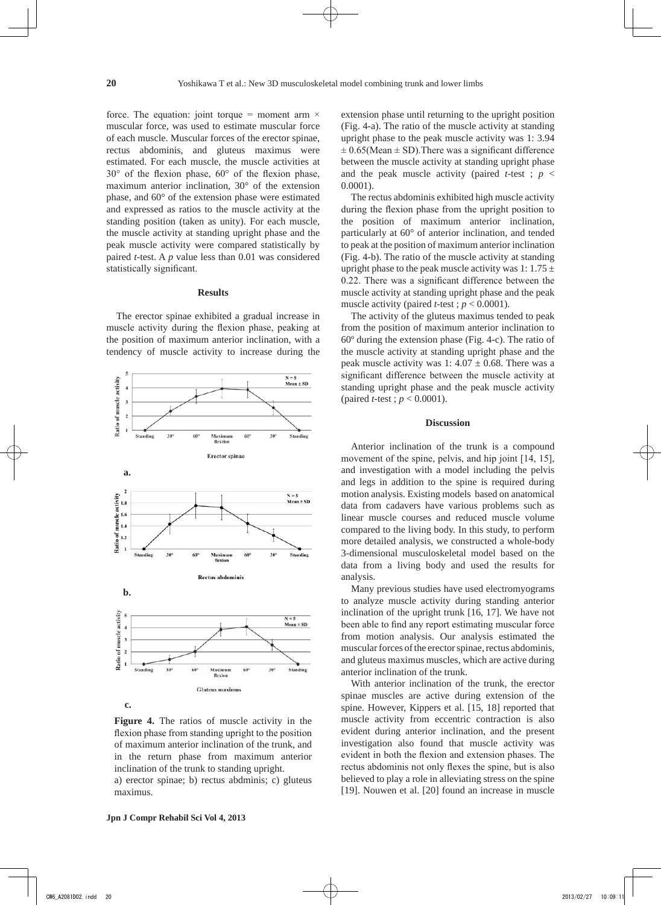force. The equation: joint torque = moment arm × muscular force, was used to estimate muscular force of each muscle. Muscular forces of the erector spinae, rectus abdominis, and gluteus maximus were estimated. For each muscle, the muscle activities at 30° of the flexion phase, 60° of the flexion phase, maximum anterior inclination, 30° of the extension phase, and 60° of the extension phase were estimated and expressed as ratios to the muscle activity at the standing position (taken as unity). For each muscle, the muscle activity at standing upright phase and the peak muscle activity were compared statistically by paired *t*-test. A *p* value less than 0.01 was considered statistically significant.

## Results

The erector spinae exhibited a gradual increase in muscle activity during the flexion phase, peaking at the position of maximum anterior inclination, with a tendency of muscle activity to increase during the extension phase until returning to the upright position (Fig. 4-a). The ratio of the muscle activity at standing upright phase to the peak muscle activity was 1: 3.94 ± 0.65(Mean ± SD).There was a significant difference between the muscle activity at standing upright phase and the peak muscle activity (paired *t*-test ; $p < 0.0001$).

The rectus abdominis exhibited high muscle activity during the flexion phase from the upright position to the position of maximum anterior inclination, particularly at 60° of anterior inclination, and tended to peak at the position of maximum anterior inclination (Fig. 4-b). The ratio of the muscle activity at standing upright phase to the peak muscle activity was 1: 1.75 ± 0.22. There was a significant difference between the muscle activity at standing upright phase and the peak muscle activity (paired *t*-test ; $p < 0.0001$).

The activity of the gluteus maximus tended to peak from the position of maximum anterior inclination to 60º during the extension phase (Fig. 4-c). The ratio of the muscle activity at standing upright phase and the peak muscle activity was 1: 4.07 ± 0.68. There was a significant difference between the muscle activity at standing upright phase and the peak muscle activity (paired *t*-test ; $p < 0.0001$).

**Figure 4.** The ratios of muscle activity in the flexion phase from standing upright to the position of maximum anterior inclination of the trunk, and in the return phase from maximum anterior inclination of the trunk to standing upright.
a) erector spinae; b) rectus abdminis; c) gluteus maximus.

## Discussion

Anterior inclination of the trunk is a compound movement of the spine, pelvis, and hip joint [14, 15], and investigation with a model including the pelvis and legs in addition to the spine is required during motion analysis. Existing models based on anatomical data from cadavers have various problems such as linear muscle courses and reduced muscle volume compared to the living body. In this study, to perform more detailed analysis, we constructed a whole-body 3-dimensional musculoskeletal model based on the data from a living body and used the results for analysis.

Many previous studies have used electromyograms to analyze muscle activity during standing anterior inclination of the upright trunk [16, 17]. We have not been able to find any report estimating muscular force from motion analysis. Our analysis estimated the muscular forces of the erector spinae, rectus abdominis, and gluteus maximus muscles, which are active during anterior inclination of the trunk.

With anterior inclination of the trunk, the erector spinae muscles are active during extension of the spine. However, Kippers et al. [15, 18] reported that muscle activity from eccentric contraction is also evident during anterior inclination, and the present investigation also found that muscle activity was evident in both the flexion and extension phases. The rectus abdominis not only flexes the spine, but is also believed to play a role in alleviating stress on the spine [19]. Nouwen et al. [20] found an increase in muscle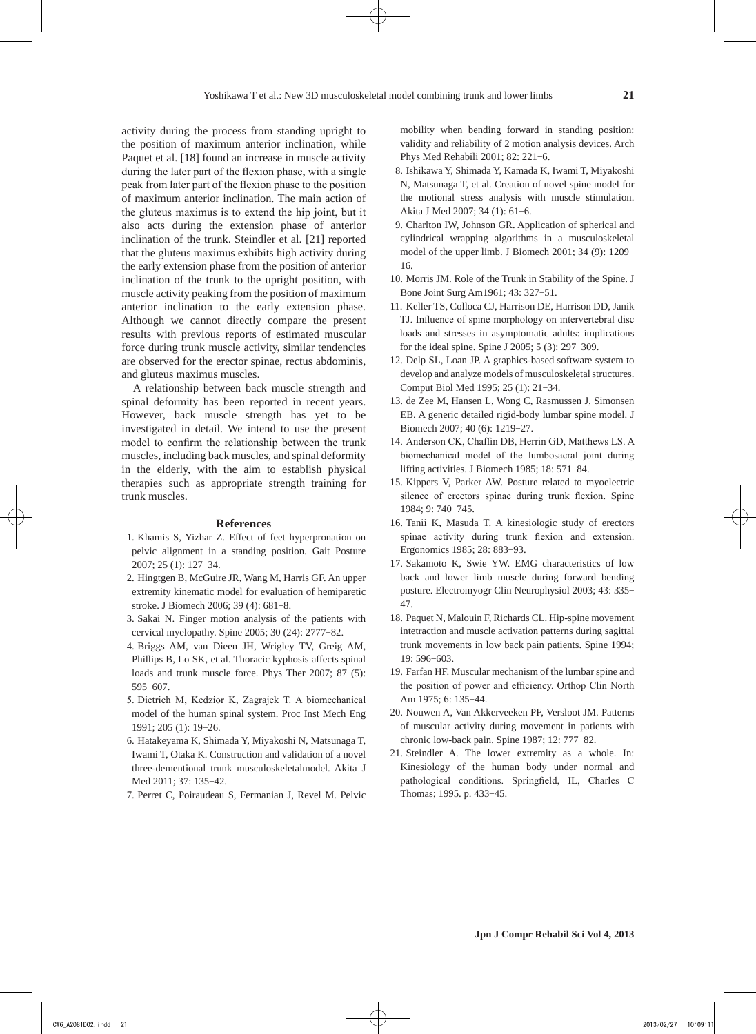activity during the process from standing upright to the position of maximum anterior inclination, while Paquet et al. [18] found an increase in muscle activity during the later part of the flexion phase, with a single peak from later part of the flexion phase to the position of maximum anterior inclination. The main action of the gluteus maximus is to extend the hip joint, but it also acts during the extension phase of anterior inclination of the trunk. Steindler et al. [21] reported that the gluteus maximus exhibits high activity during the early extension phase from the position of anterior inclination of the trunk to the upright position, with muscle activity peaking from the position of maximum anterior inclination to the early extension phase. Although we cannot directly compare the present results with previous reports of estimated muscular force during trunk muscle activity, similar tendencies are observed for the erector spinae, rectus abdominis, and gluteus maximus muscles.

A relationship between back muscle strength and spinal deformity has been reported in recent years. However, back muscle strength has yet to be investigated in detail. We intend to use the present model to confirm the relationship between the trunk muscles, including back muscles, and spinal deformity in the elderly, with the aim to establish physical therapies such as appropriate strength training for trunk muscles.

## References

1. Khamis S, Yizhar Z. Effect of feet hyperpronation on pelvic alignment in a standing position. Gait Posture 2007; 25 (1): 127−34.
2. Hingtgen B, McGuire JR, Wang M, Harris GF. An upper extremity kinematic model for evaluation of hemiparetic stroke. J Biomech 2006; 39 (4): 681−8.
3. Sakai N. Finger motion analysis of the patients with cervical myelopathy. Spine 2005; 30 (24): 2777−82.
4. Briggs AM, van Dieen JH, Wrigley TV, Greig AM, Phillips B, Lo SK, et al. Thoracic kyphosis affects spinal loads and trunk muscle force. Phys Ther 2007; 87 (5): 595−607.
5. Dietrich M, Kedzior K, Zagrajek T. A biomechanical model of the human spinal system. Proc Inst Mech Eng 1991; 205 (1): 19−26.
6. Hatakeyama K, Shimada Y, Miyakoshi N, Matsunaga T, Iwami T, Otaka K. Construction and validation of a novel three-demententional trunk musculoskeletalmodel. Akita J Med 2011; 37: 135−42.
7. Perret C, Poiraudeau S, Fermanian J, Revel M. Pelvic mobility when bending forward in standing position: validity and reliability of 2 motion analysis devices. Arch Phys Med Rehabili 2001; 82: 221−6.
8. Ishikawa Y, Shimada Y, Kamada K, Iwami T, Miyakoshi N, Matsunaga T, et al. Creation of novel spine model for the motional stress analysis with muscle stimulation. Akita J Med 2007; 34 (1): 61−6.
9. Charlton IW, Johnson GR. Application of spherical and cylindrical wrapping algorithms in a musculoskeletal model of the upper limb. J Biomech 2001; 34 (9): 1209−16.
10. Morris JM. Role of the Trunk in Stability of the Spine. J Bone Joint Surg Am1961; 43: 327−51.
11. Keller TS, Colloca CJ, Harrison DE, Harrison DD, Janik TJ. Influence of spine morphology on intervertebral disc loads and stresses in asymptomatic adults: implications for the ideal spine. Spine J 2005; 5 (3): 297−309.
12. Delp SL, Loan JP. A graphics-based software system to develop and analyze models of musculoskeletal structures. Comput Biol Med 1995; 25 (1): 21−34.
13. de Zee M, Hansen L, Wong C, Rasmussen J, Simonsen EB. A generic detailed rigid-body lumbar spine model. J Biomech 2007; 40 (6): 1219−27.
14. Anderson CK, Chaffin DB, Herrin GD, Matthews LS. A biomechanical model of the lumbosacral joint during lifting activities. J Biomech 1985; 18: 571−84.
15. Kippers V, Parker AW. Posture related to myoelectric silence of erectors spinae during trunk flexion. Spine 1984; 9: 740−745.
16. Tanii K, Masuda T. A kinesiologic study of erectors spinae activity during trunk flexion and extension. Ergonomics 1985; 28: 883−93.
17. Sakamoto K, Swie YW. EMG characteristics of low back and lower limb muscle during forward bending posture. Electromyogr Clin Neurophysiol 2003; 43: 335−47.
18. Paquet N, Malouin F, Richards CL. Hip-spine movement intetraction and muscle activation patterns during sagittal trunk movements in low back pain patients. Spine 1994; 19: 596−603.
19. Farfan HF. Muscular mechanism of the lumbar spine and the position of power and efficiency. Orthop Clin North Am 1975; 6: 135−44.
20. Nouwen A, Van Akkerveeken PF, Versloot JM. Patterns of muscular activity during movement in patients with chronic low-back pain. Spine 1987; 12: 777−82.
21. Steindler A. The lower extremity as a whole. In: Kinesiology of the human body under normal and pathological conditions. Springfield, IL, Charles C Thomas; 1995. p. 433−45.